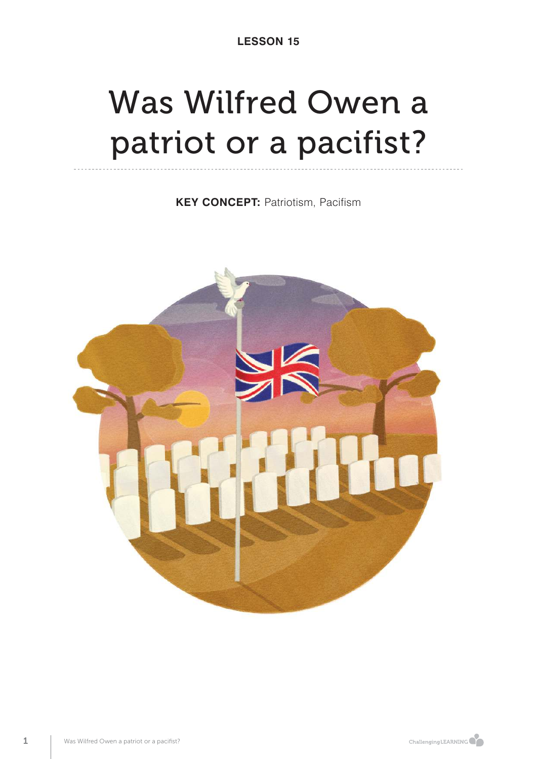**LESSON 15**

# Was Wilfred Owen a patriot or a pacifist?

**KEY CONCEPT:** Patriotism, Pacifism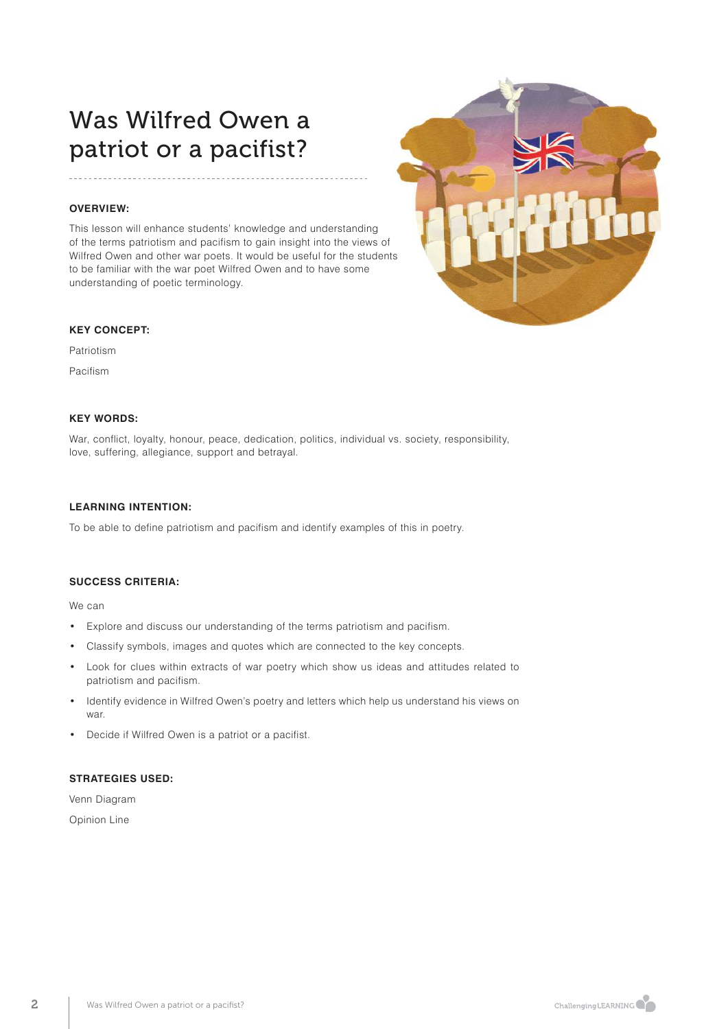# Was Wilfred Owen a patriot or a pacifist?

**OVERVIEW:**

This lesson will enhance students' knowledge and understanding of the terms patriotism and pacifism to gain insight into the views of Wilfred Owen and other war poets. It would be useful for the students to be familiar with the war poet Wilfred Owen and to have some understanding of poetic terminology.

**KEY CONCEPT:**

Patriotism

Pacifism

**KEY WORDS:**

War, conflict, loyalty, honour, peace, dedication, politics, individual vs. society, responsibility, love, suffering, allegiance, support and betrayal.

**LEARNING INTENTION:**

To be able to define patriotism and pacifism and identify examples of this in poetry.

**SUCCESS CRITERIA:**

We can

- Explore and discuss our understanding of the terms patriotism and pacifism.
- Classify symbols, images and quotes which are connected to the key concepts.
- Look for clues within extracts of war poetry which show us ideas and attitudes related to patriotism and pacifism.
- Identify evidence in Wilfred Owen's poetry and letters which help us understand his views on war.
- Decide if Wilfred Owen is a patriot or a pacifist.

**STRATEGIES USED:**

Venn Diagram

Opinion Line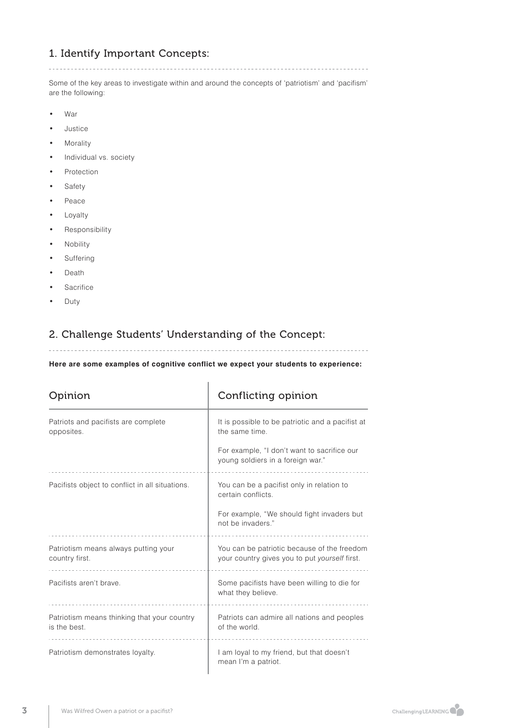## 1. Identify Important Concepts:

Some of the key areas to investigate within and around the concepts of 'patriotism' and 'pacifism' are the following:

- War
- Justice
- Morality
- Individual vs. society
- Protection
- Safety
- Peace
- Loyalty
- Responsibility
- Nobility
- Suffering
- Death
- Sacrifice
- Duty

## 2. Challenge Students' Understanding of the Concept:

**Here are some examples of cognitive conflict we expect your students to experience:**

| Opinion | Conflicting opinion |
|---|---|
| Patriots and pacifists are complete opposites. | It is possible to be patriotic and a pacifist at the same time.<br><br>For example, "I don't want to sacrifice our young soldiers in a foreign war." |
| Pacifists object to conflict in all situations. | You can be a pacifist only in relation to certain conflicts.<br><br>For example, "We should fight invaders but not be invaders." |
| Patriotism means always putting your country first. | You can be patriotic because of the freedom your country gives you to put *yourself* first. |
| Pacifists aren't brave. | Some pacifists have been willing to die for what they believe. |
| Patriotism means thinking that your country is the best. | Patriots can admire all nations and peoples of the world. |
| Patriotism demonstrates loyalty. | I am loyal to my friend, but that doesn't mean I'm a patriot. |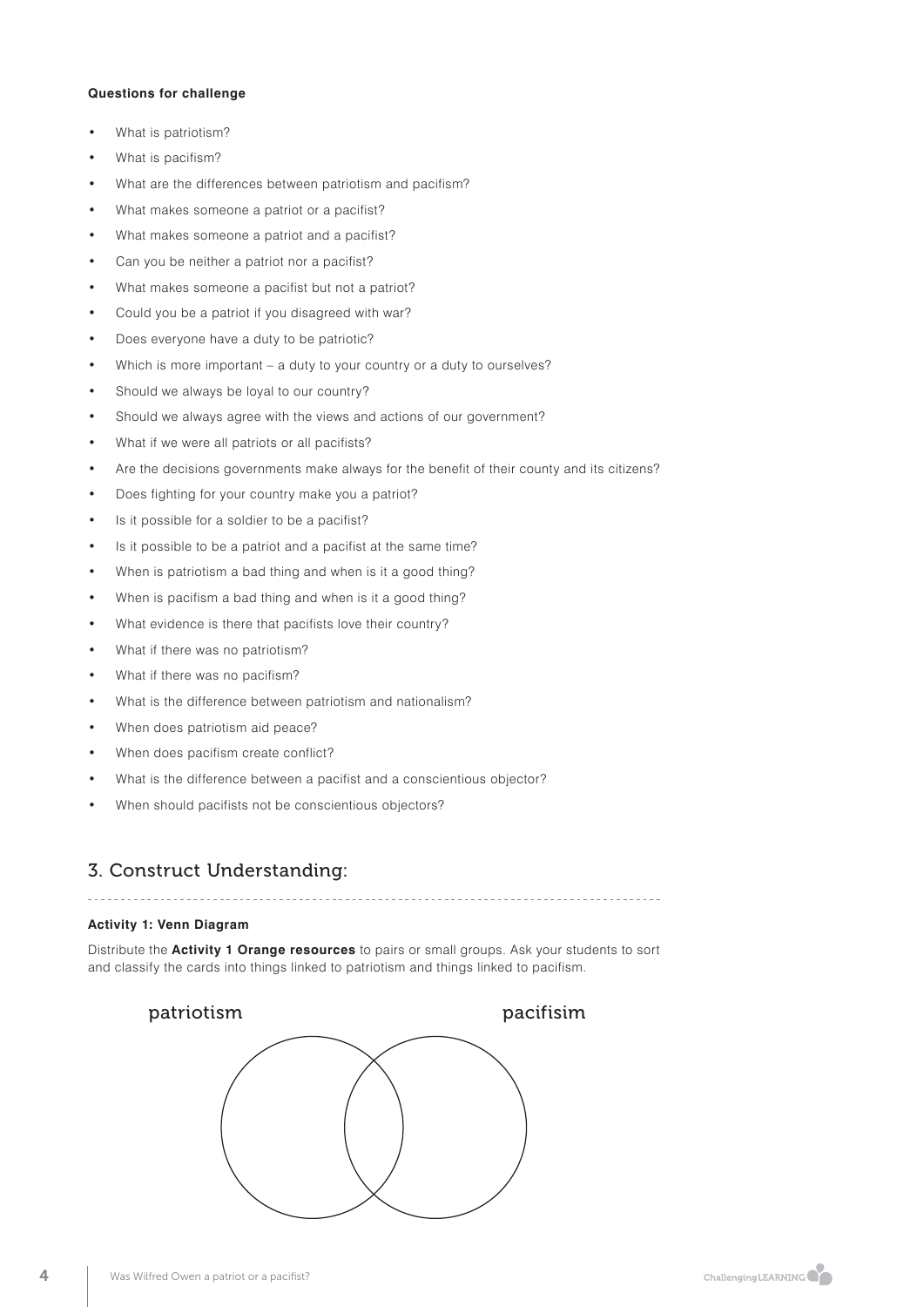**Questions for challenge**

- What is patriotism?
- What is pacifism?
- What are the differences between patriotism and pacifism?
- What makes someone a patriot or a pacifist?
- What makes someone a patriot and a pacifist?
- Can you be neither a patriot nor a pacifist?
- What makes someone a pacifist but not a patriot?
- Could you be a patriot if you disagreed with war?
- Does everyone have a duty to be patriotic?
- Which is more important – a duty to your country or a duty to ourselves?
- Should we always be loyal to our country?
- Should we always agree with the views and actions of our government?
- What if we were all patriots or all pacifists?
- Are the decisions governments make always for the benefit of their county and its citizens?
- Does fighting for your country make you a patriot?
- Is it possible for a soldier to be a pacifist?
- Is it possible to be a patriot and a pacifist at the same time?
- When is patriotism a bad thing and when is it a good thing?
- When is pacifism a bad thing and when is it a good thing?
- What evidence is there that pacifists love their country?
- What if there was no patriotism?
- What if there was no pacifism?
- What is the difference between patriotism and nationalism?
- When does patriotism aid peace?
- When does pacifism create conflict?
- What is the difference between a pacifist and a conscientious objector?
- When should pacifists not be conscientious objectors?

## 3. Construct Understanding:

**Activity 1: Venn Diagram**

Distribute the **Activity 1 Orange resources** to pairs or small groups. Ask your students to sort and classify the cards into things linked to patriotism and things linked to pacifism.

patriotism pacifisim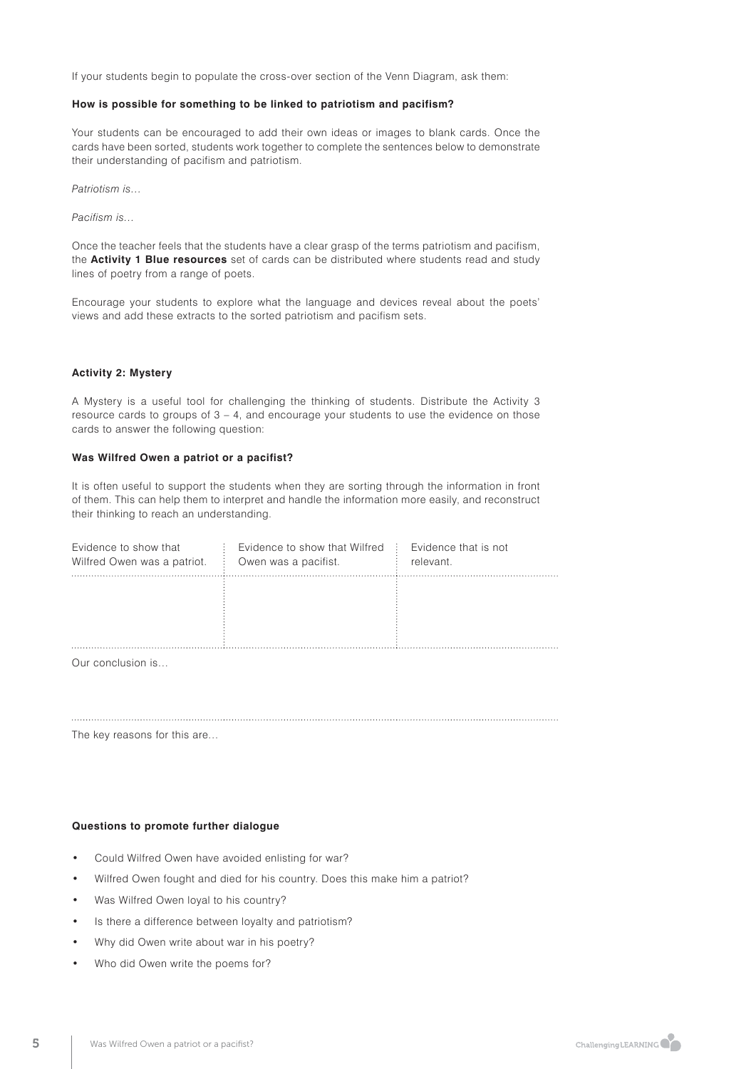If your students begin to populate the cross-over section of the Venn Diagram, ask them:

**How is possible for something to be linked to patriotism and pacifism?**

Your students can be encouraged to add their own ideas or images to blank cards. Once the cards have been sorted, students work together to complete the sentences below to demonstrate their understanding of pacifism and patriotism.

*Patriotism is…*

*Pacifism is…*

Once the teacher feels that the students have a clear grasp of the terms patriotism and pacifism, the **Activity 1 Blue resources** set of cards can be distributed where students read and study lines of poetry from a range of poets.

Encourage your students to explore what the language and devices reveal about the poets' views and add these extracts to the sorted patriotism and pacifism sets.

### Activity 2: Mystery

A Mystery is a useful tool for challenging the thinking of students. Distribute the Activity 3 resource cards to groups of 3 – 4, and encourage your students to use the evidence on those cards to answer the following question:

**Was Wilfred Owen a patriot or a pacifist?**

It is often useful to support the students when they are sorting through the information in front of them. This can help them to interpret and handle the information more easily, and reconstruct their thinking to reach an understanding.

| Evidence to show that Wilfred Owen was a patriot. | Evidence to show that Wilfred Owen was a pacifist. | Evidence that is not relevant. |
|---|---|---|
| | | |

Our conclusion is…

The key reasons for this are…

### Questions to promote further dialogue

- Could Wilfred Owen have avoided enlisting for war?
- Wilfred Owen fought and died for his country. Does this make him a patriot?
- Was Wilfred Owen loyal to his country?
- Is there a difference between loyalty and patriotism?
- Why did Owen write about war in his poetry?
- Who did Owen write the poems for?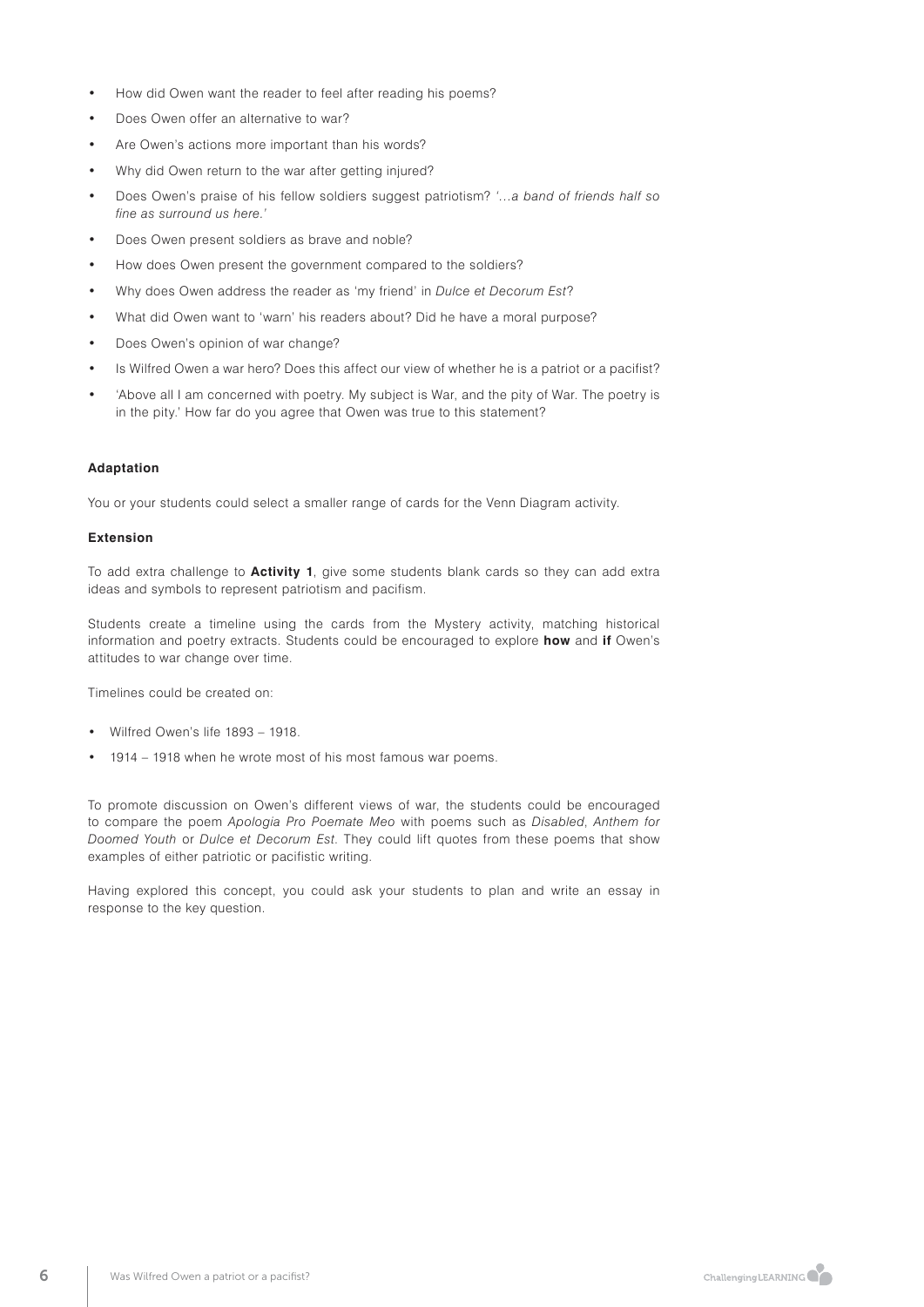- How did Owen want the reader to feel after reading his poems?
- Does Owen offer an alternative to war?
- Are Owen's actions more important than his words?
- Why did Owen return to the war after getting injured?
- Does Owen's praise of his fellow soldiers suggest patriotism? *'...a band of friends half so fine as surround us here.'*
- Does Owen present soldiers as brave and noble?
- How does Owen present the government compared to the soldiers?
- Why does Owen address the reader as 'my friend' in *Dulce et Decorum Est*?
- What did Owen want to 'warn' his readers about? Did he have a moral purpose?
- Does Owen's opinion of war change?
- Is Wilfred Owen a war hero? Does this affect our view of whether he is a patriot or a pacifist?
- 'Above all I am concerned with poetry. My subject is War, and the pity of War. The poetry is in the pity.' How far do you agree that Owen was true to this statement?

**Adaptation**

You or your students could select a smaller range of cards for the Venn Diagram activity.

**Extension**

To add extra challenge to **Activity 1**, give some students blank cards so they can add extra ideas and symbols to represent patriotism and pacifism.

Students create a timeline using the cards from the Mystery activity, matching historical information and poetry extracts. Students could be encouraged to explore **how** and **if** Owen's attitudes to war change over time.

Timelines could be created on:

- Wilfred Owen's life 1893 – 1918.
- 1914 – 1918 when he wrote most of his most famous war poems.

To promote discussion on Owen's different views of war, the students could be encouraged to compare the poem *Apologia Pro Poemate Meo* with poems such as *Disabled*, *Anthem for Doomed Youth* or *Dulce et Decorum Est*. They could lift quotes from these poems that show examples of either patriotic or pacifistic writing.

Having explored this concept, you could ask your students to plan and write an essay in response to the key question.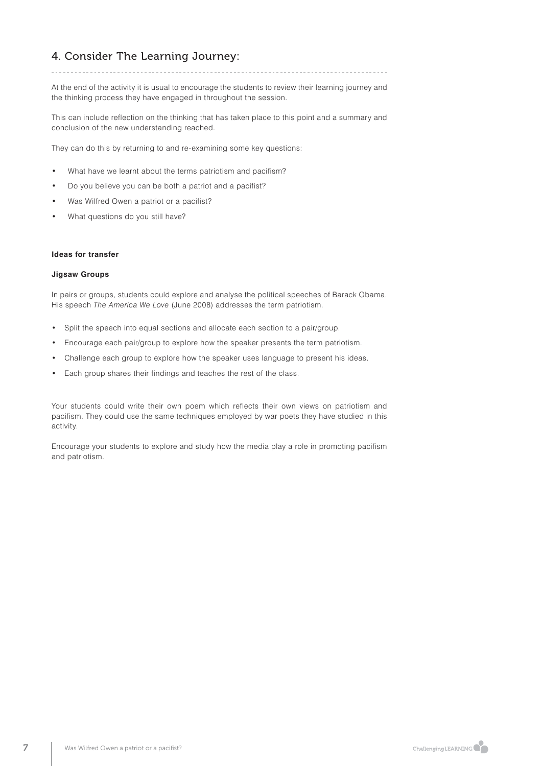## 4. Consider The Learning Journey:

At the end of the activity it is usual to encourage the students to review their learning journey and the thinking process they have engaged in throughout the session.

This can include reflection on the thinking that has taken place to this point and a summary and conclusion of the new understanding reached.

They can do this by returning to and re-examining some key questions:

- What have we learnt about the terms patriotism and pacifism?
- Do you believe you can be both a patriot and a pacifist?
- Was Wilfred Owen a patriot or a pacifist?
- What questions do you still have?

**Ideas for transfer**

**Jigsaw Groups**

In pairs or groups, students could explore and analyse the political speeches of Barack Obama. His speech *The America We Love* (June 2008) addresses the term patriotism.

- Split the speech into equal sections and allocate each section to a pair/group.
- Encourage each pair/group to explore how the speaker presents the term patriotism.
- Challenge each group to explore how the speaker uses language to present his ideas.
- Each group shares their findings and teaches the rest of the class.

Your students could write their own poem which reflects their own views on patriotism and pacifism. They could use the same techniques employed by war poets they have studied in this activity.

Encourage your students to explore and study how the media play a role in promoting pacifism and patriotism.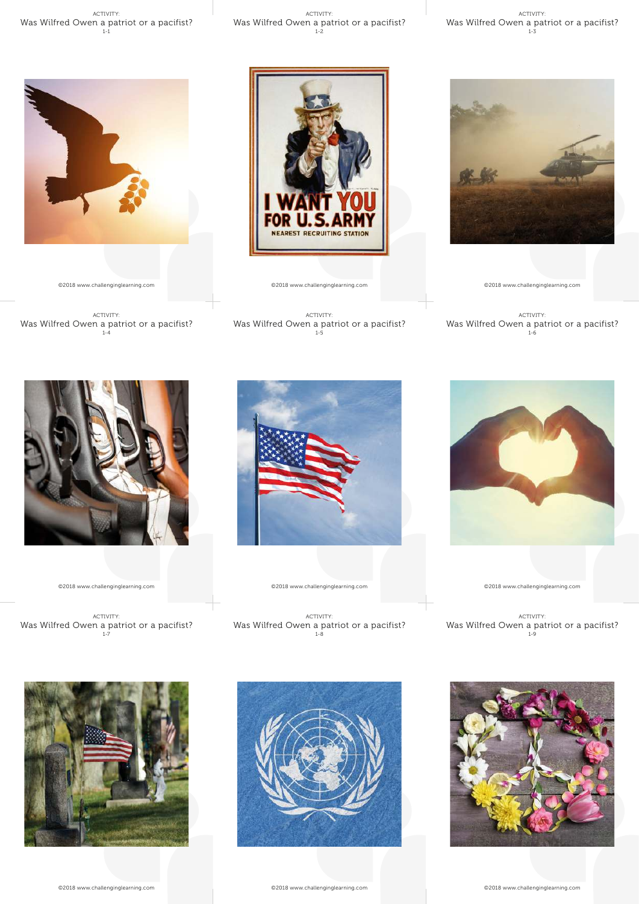ACTIVITY:
Was Wilfred Owen a patriot or a pacifist?
1-1

©2018 www.challenginglearning.com

ACTIVITY:
Was Wilfred Owen a patriot or a pacifist?
1-2

©2018 www.challenginglearning.com

ACTIVITY:
Was Wilfred Owen a patriot or a pacifist?
1-3

©2018 www.challenginglearning.com

ACTIVITY:
Was Wilfred Owen a patriot or a pacifist?
1-4

©2018 www.challenginglearning.com

ACTIVITY:
Was Wilfred Owen a patriot or a pacifist?
1-5

©2018 www.challenginglearning.com

ACTIVITY:
Was Wilfred Owen a patriot or a pacifist?
1-6

©2018 www.challenginglearning.com

ACTIVITY:
Was Wilfred Owen a patriot or a pacifist?
1-7

©2018 www.challenginglearning.com

ACTIVITY:
Was Wilfred Owen a patriot or a pacifist?
1-8

©2018 www.challenginglearning.com

ACTIVITY:
Was Wilfred Owen a patriot or a pacifist?
1-9

©2018 www.challenginglearning.com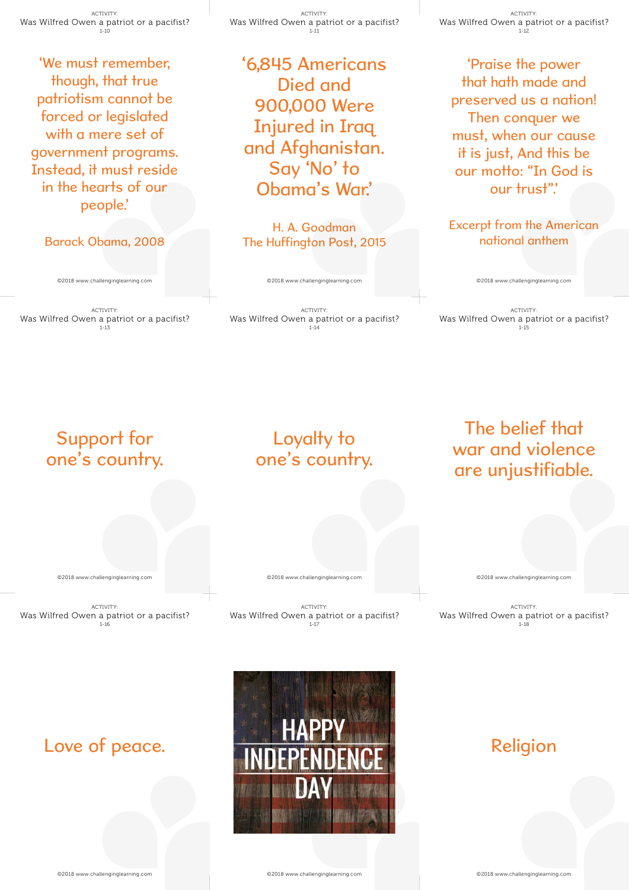ACTIVITY:
Was Wilfred Owen a patriot or a pacifist?
1-10

'We must remember, though, that true patriotism cannot be forced or legislated with a mere set of government programs. Instead, it must reside in the hearts of our people.'

Barack Obama, 2008

©2018 www.challenginglearning.com

---

ACTIVITY:
Was Wilfred Owen a patriot or a pacifist?
1-11

'6,845 Americans Died and 900,000 Were Injured in Iraq and Afghanistan. Say 'No' to Obama's War.'

H. A. Goodman
The Huffington Post, 2015

©2018 www.challenginglearning.com

---

ACTIVITY:
Was Wilfred Owen a patriot or a pacifist?
1-12

'Praise the power that hath made and preserved us a nation! Then conquer we must, when our cause it is just, And this be our motto: "In God is our trust".'

Excerpt from the American national anthem

©2018 www.challenginglearning.com

---

ACTIVITY:
Was Wilfred Owen a patriot or a pacifist?
1-13

Support for one's country.

©2018 www.challenginglearning.com

---

ACTIVITY:
Was Wilfred Owen a patriot or a pacifist?
1-14

Loyalty to one's country.

©2018 www.challenginglearning.com

---

ACTIVITY:
Was Wilfred Owen a patriot or a pacifist?
1-15

The belief that war and violence are unjustifiable.

©2018 www.challenginglearning.com

---

ACTIVITY:
Was Wilfred Owen a patriot or a pacifist?
1-16

Love of peace.

©2018 www.challenginglearning.com

---

ACTIVITY:
Was Wilfred Owen a patriot or a pacifist?
1-17

HAPPY INDEPENDENCE DAY

©2018 www.challenginglearning.com

---

ACTIVITY:
Was Wilfred Owen a patriot or a pacifist?
1-18

Religion

©2018 www.challenginglearning.com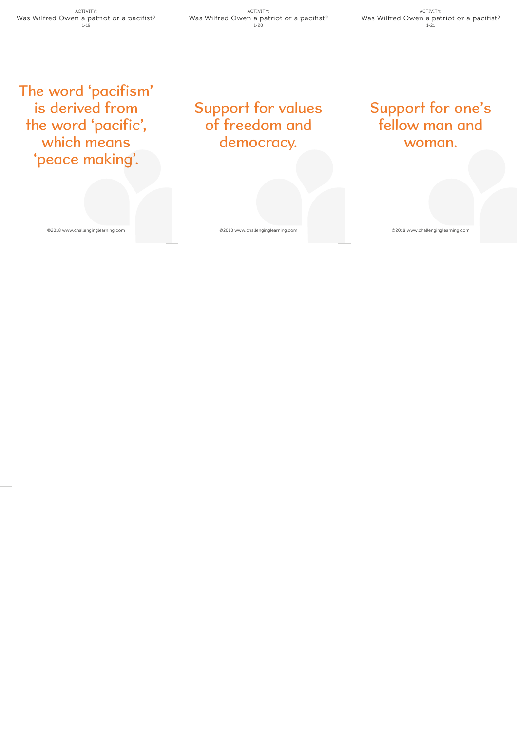ACTIVITY:
Was Wilfred Owen a patriot or a pacifist?
1-19

The word 'pacifism' is derived from the word 'pacific', which means 'peace making'.

©2018 www.challenginglearning.com

ACTIVITY:
Was Wilfred Owen a patriot or a pacifist?
1-20

Support for values of freedom and democracy.

©2018 www.challenginglearning.com

ACTIVITY:
Was Wilfred Owen a patriot or a pacifist?
1-21

Support for one's fellow man and woman.

©2018 www.challenginglearning.com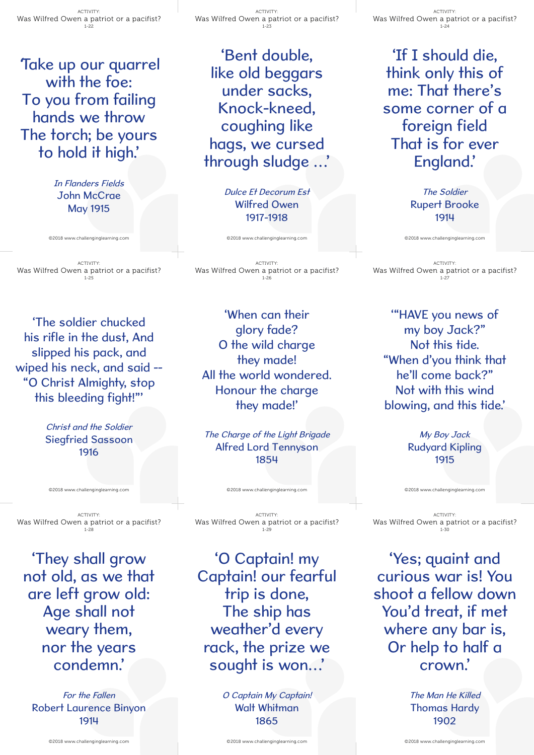ACTIVITY:
Was Wilfred Owen a patriot or a pacifist?
1-22

'Take up our quarrel with the foe:
To you from failing hands we throw
The torch; be yours to hold it high.'

*In Flanders Fields*
John McCrae
May 1915

©2018 www.challenginglearning.com

---

ACTIVITY:
Was Wilfred Owen a patriot or a pacifist?
1-23

'Bent double, like old beggars under sacks,
Knock-kneed, coughing like hags, we cursed through sludge ...'

*Dulce Et Decorum Est*
Wilfred Owen
1917-1918

©2018 www.challenginglearning.com

---

ACTIVITY:
Was Wilfred Owen a patriot or a pacifist?
1-24

'If I should die, think only this of me: That there's some corner of a foreign field
That is for ever England.'

*The Soldier*
Rupert Brooke
1914

©2018 www.challenginglearning.com

---

ACTIVITY:
Was Wilfred Owen a patriot or a pacifist?
1-25

'The soldier chucked his rifle in the dust, And slipped his pack, and wiped his neck, and said --
"O Christ Almighty, stop this bleeding fight!"'

*Christ and the Soldier*
Siegfried Sassoon
1916

©2018 www.challenginglearning.com

---

ACTIVITY:
Was Wilfred Owen a patriot or a pacifist?
1-26

'When can their glory fade?
O the wild charge they made!
All the world wondered.
Honour the charge they made!'

*The Charge of the Light Brigade*
Alfred Lord Tennyson
1854

©2018 www.challenginglearning.com

---

ACTIVITY:
Was Wilfred Owen a patriot or a pacifist?
1-27

'"HAVE you news of my boy Jack?"
Not this tide.
"When d'you think that he'll come back?"
Not with this wind blowing, and this tide.'

*My Boy Jack*
Rudyard Kipling
1915

©2018 www.challenginglearning.com

---

ACTIVITY:
Was Wilfred Owen a patriot or a pacifist?
1-28

'They shall grow not old, as we that are left grow old:
Age shall not weary them, nor the years condemn.'

*For the Fallen*
Robert Laurence Binyon
1914

©2018 www.challenginglearning.com

---

ACTIVITY:
Was Wilfred Owen a patriot or a pacifist?
1-29

'O Captain! my Captain! our fearful trip is done,
The ship has weather'd every rack, the prize we sought is won...'

*O Captain My Captain!*
Walt Whitman
1865

©2018 www.challenginglearning.com

---

ACTIVITY:
Was Wilfred Owen a patriot or a pacifist?
1-30

'Yes; quaint and curious war is! You shoot a fellow down
You'd treat, if met where any bar is,
Or help to half a crown.'

*The Man He Killed*
Thomas Hardy
1902

©2018 www.challenginglearning.com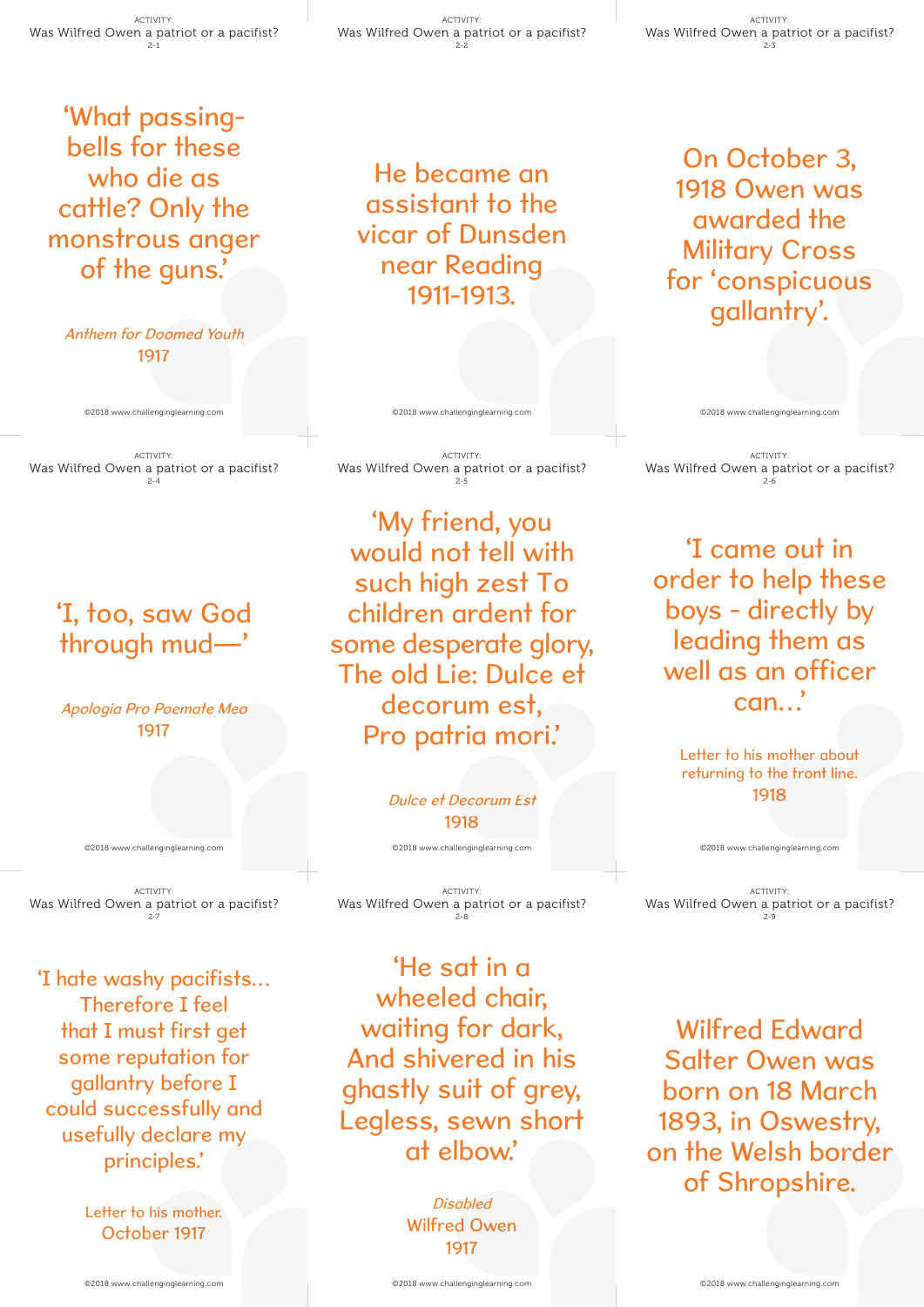ACTIVITY:
Was Wilfred Owen a patriot or a pacifist?
2-1

'What passing-bells for these who die as cattle? Only the monstrous anger of the guns.'

*Anthem for Doomed Youth*
1917

©2018 www.challenginglearning.com

ACTIVITY:
Was Wilfred Owen a patriot or a pacifist?
2-2

He became an assistant to the vicar of Dunsden near Reading 1911-1913.

©2018 www.challenginglearning.com

ACTIVITY:
Was Wilfred Owen a patriot or a pacifist?
2-3

On October 3, 1918 Owen was awarded the Military Cross for 'conspicuous gallantry'.

©2018 www.challenginglearning.com

ACTIVITY:
Was Wilfred Owen a patriot or a pacifist?
2-4

'I, too, saw God through mud—'

*Apologia Pro Poemate Meo*
1917

©2018 www.challenginglearning.com

ACTIVITY:
Was Wilfred Owen a patriot or a pacifist?
2-5

'My friend, you would not tell with such high zest To children ardent for some desperate glory, The old Lie: Dulce et decorum est, Pro patria mori.'

*Dulce et Decorum Est*
1918

©2018 www.challenginglearning.com

ACTIVITY:
Was Wilfred Owen a patriot or a pacifist?
2-6

'I came out in order to help these boys - directly by leading them as well as an officer can...'

Letter to his mother about returning to the front line.
1918

©2018 www.challenginglearning.com

ACTIVITY:
Was Wilfred Owen a patriot or a pacifist?
2-7

'I hate washy pacifists... Therefore I feel that I must first get some reputation for gallantry before I could successfully and usefully declare my principles.'

Letter to his mother.
October 1917

©2018 www.challenginglearning.com

ACTIVITY:
Was Wilfred Owen a patriot or a pacifist?
2-8

'He sat in a wheeled chair, waiting for dark, And shivered in his ghastly suit of grey, Legless, sewn short at elbow.'

*Disabled*
Wilfred Owen
1917

©2018 www.challenginglearning.com

ACTIVITY:
Was Wilfred Owen a patriot or a pacifist?
2-9

Wilfred Edward Salter Owen was born on 18 March 1893, in Oswestry, on the Welsh border of Shropshire.

©2018 www.challenginglearning.com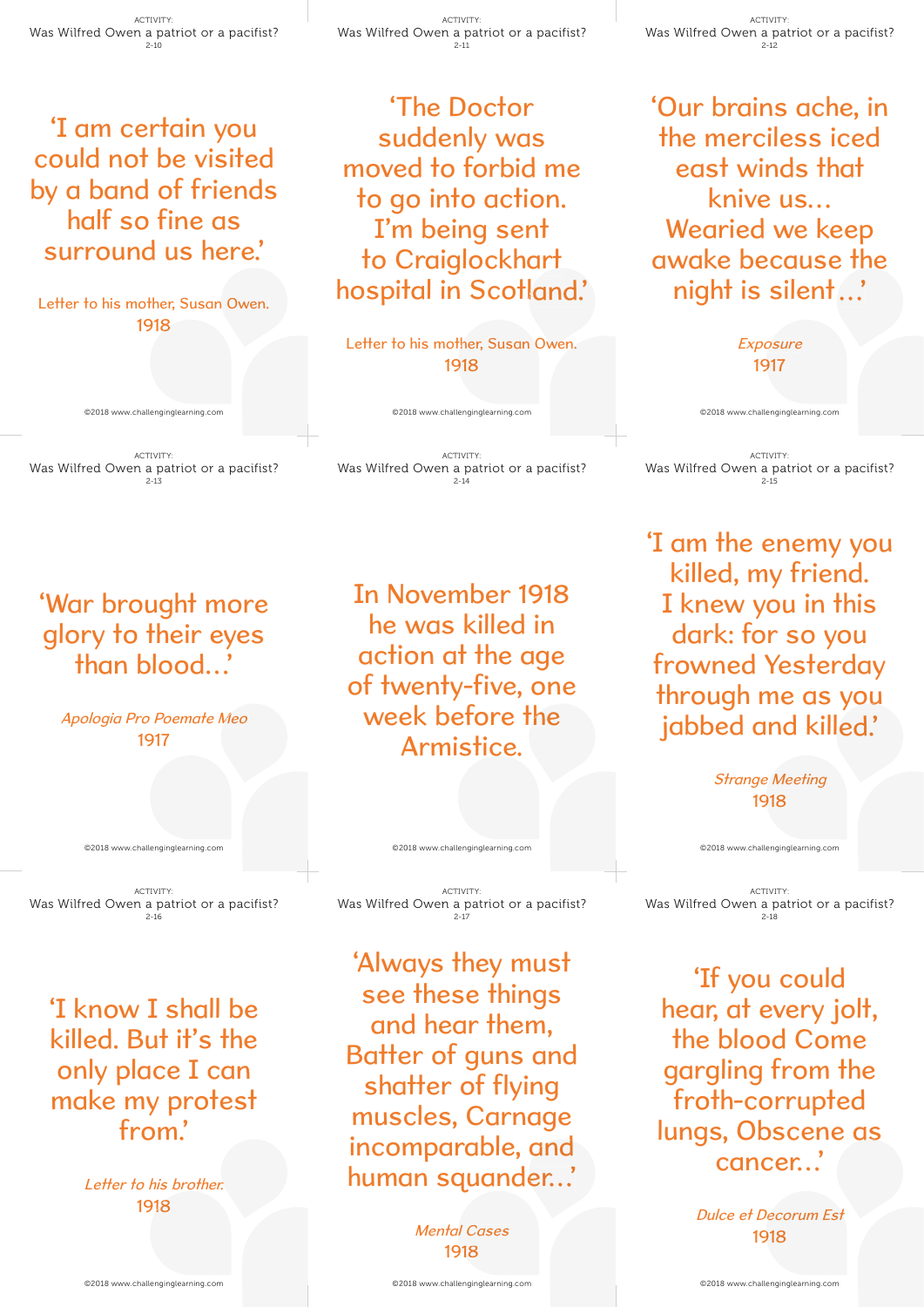ACTIVITY:
Was Wilfred Owen a patriot or a pacifist?
2-10

‘I am certain you could not be visited by a band of friends half so fine as surround us here.’

Letter to his mother, Susan Owen.
1918

ACTIVITY:
Was Wilfred Owen a patriot or a pacifist?
2-11

‘The Doctor suddenly was moved to forbid me to go into action. I’m being sent to Craiglockhart hospital in Scotland.’

Letter to his mother, Susan Owen.
1918

ACTIVITY:
Was Wilfred Owen a patriot or a pacifist?
2-12

‘Our brains ache, in the merciless iced east winds that knive us… Wearied we keep awake because the night is silent…’

*Exposure*
1917

ACTIVITY:
Was Wilfred Owen a patriot or a pacifist?
2-13

‘War brought more glory to their eyes than blood…’

*Apologia Pro Poemate Meo*
1917

ACTIVITY:
Was Wilfred Owen a patriot or a pacifist?
2-14

In November 1918 he was killed in action at the age of twenty-five, one week before the Armistice.

ACTIVITY:
Was Wilfred Owen a patriot or a pacifist?
2-15

‘I am the enemy you killed, my friend. I knew you in this dark: for so you frowned Yesterday through me as you jabbed and killed.’

*Strange Meeting*
1918

ACTIVITY:
Was Wilfred Owen a patriot or a pacifist?
2-16

‘I know I shall be killed. But it’s the only place I can make my protest from.’

*Letter to his brother.*
1918

ACTIVITY:
Was Wilfred Owen a patriot or a pacifist?
2-17

‘Always they must see these things and hear them, Batter of guns and shatter of flying muscles, Carnage incomparable, and human squander…’

*Mental Cases*
1918

ACTIVITY:
Was Wilfred Owen a patriot or a pacifist?
2-18

‘If you could hear, at every jolt, the blood Come gargling from the froth-corrupted lungs, Obscene as cancer…’

*Dulce et Decorum Est*
1918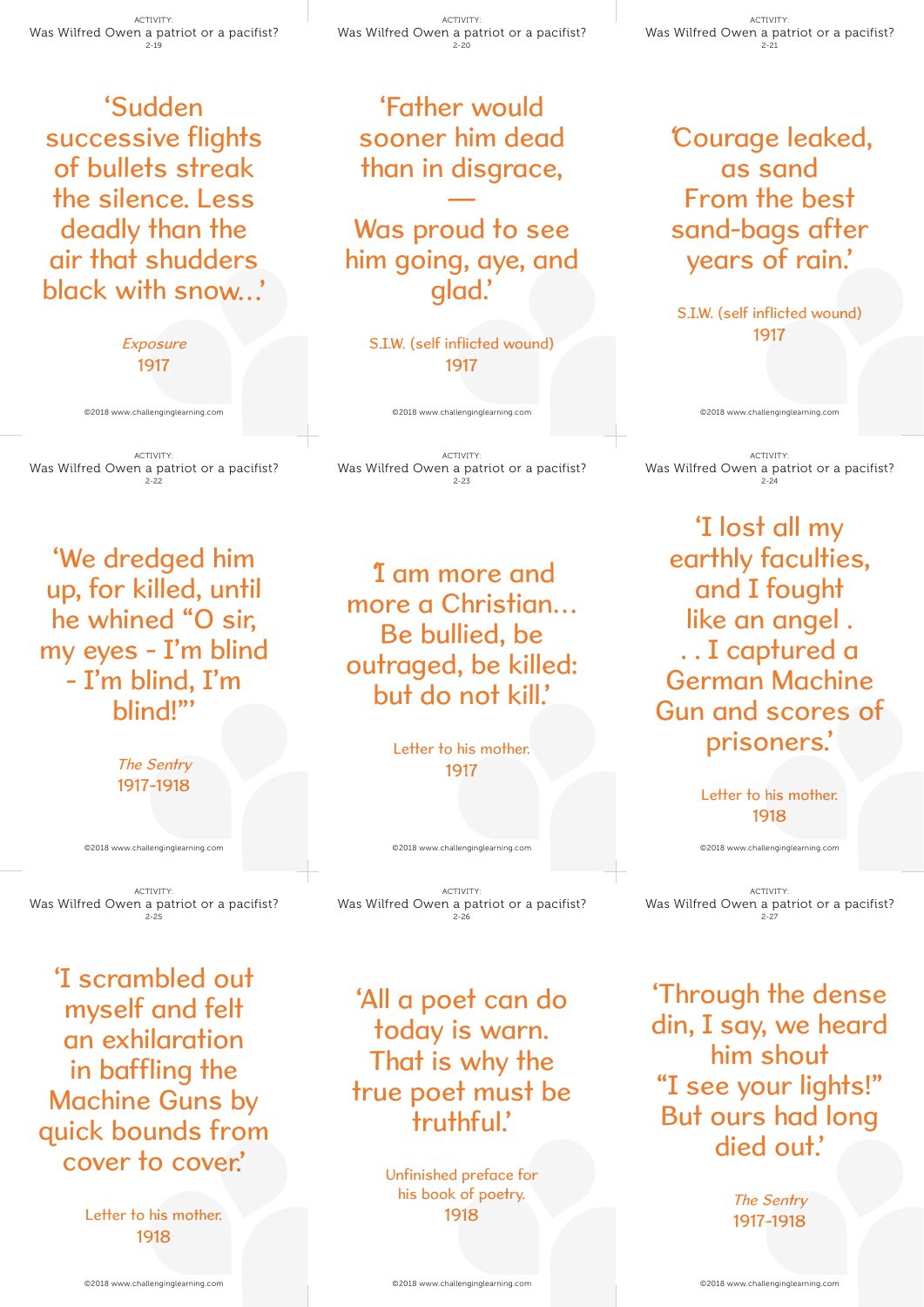ACTIVITY:
Was Wilfred Owen a patriot or a pacifist?
2-19

‘Sudden successive flights of bullets streak the silence. Less deadly than the air that shudders black with snow…’

*Exposure*
1917

---

ACTIVITY:
Was Wilfred Owen a patriot or a pacifist?
2-20

‘Father would sooner him dead than in disgrace,
—
Was proud to see him going, aye, and glad.’

S.I.W. (self inflicted wound)
1917

---

ACTIVITY:
Was Wilfred Owen a patriot or a pacifist?
2-21

‘Courage leaked, as sand
From the best sand-bags after years of rain.’

S.I.W. (self inflicted wound)
1917

---

ACTIVITY:
Was Wilfred Owen a patriot or a pacifist?
2-22

‘We dredged him up, for killed, until he whined “O sir, my eyes - I’m blind - I’m blind, I’m blind!”’

*The Sentry*
1917-1918

---

ACTIVITY:
Was Wilfred Owen a patriot or a pacifist?
2-23

‘I am more and more a Christian… Be bullied, be outraged, be killed: but do not kill.’

Letter to his mother.
1917

---

ACTIVITY:
Was Wilfred Owen a patriot or a pacifist?
2-24

‘I lost all my earthly faculties, and I fought like an angel . . . I captured a German Machine Gun and scores of prisoners.’

Letter to his mother.
1918

---

ACTIVITY:
Was Wilfred Owen a patriot or a pacifist?
2-25

‘I scrambled out myself and felt an exhilaration in baffling the Machine Guns by quick bounds from cover to cover.’

Letter to his mother.
1918

---

ACTIVITY:
Was Wilfred Owen a patriot or a pacifist?
2-26

‘All a poet can do today is warn. That is why the true poet must be truthful.’

Unfinished preface for his book of poetry.
1918

---

ACTIVITY:
Was Wilfred Owen a patriot or a pacifist?
2-27

‘Through the dense din, I say, we heard him shout
“I see your lights!”
But ours had long died out.’

*The Sentry*
1917-1918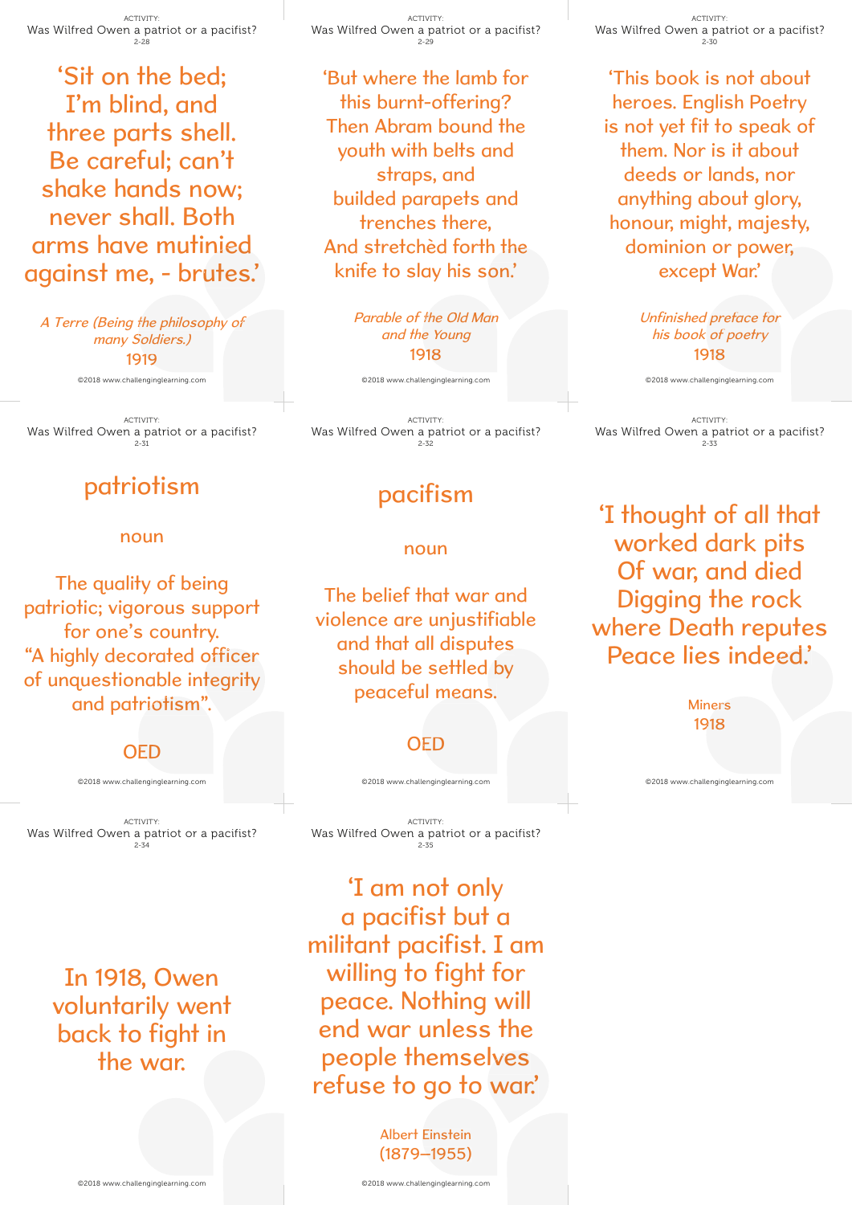‘Sit on the bed; I’m blind, and three parts shell. Be careful; can’t shake hands now; never shall. Both arms have mutinied against me, - brutes.’

*A Terre (Being the philosophy of many Soldiers.)*
1919

‘But where the lamb for this burnt-offering? Then Abram bound the youth with belts and straps, and builded parapets and trenches there, And stretchèd forth the knife to slay his son.’

*Parable of the Old Man and the Young*
1918

‘This book is not about heroes. English Poetry is not yet fit to speak of them. Nor is it about deeds or lands, nor anything about glory, honour, might, majesty, dominion or power, except War.’

*Unfinished preface for his book of poetry*
1918

## patriotism

noun

The quality of being patriotic; vigorous support for one’s country. “A highly decorated officer of unquestionable integrity and patriotism”.

OED

## pacifism

noun

The belief that war and violence are unjustifiable and that all disputes should be settled by peaceful means.

OED

‘I thought of all that worked dark pits Of war, and died Digging the rock where Death reputes Peace lies indeed.’

Miners
1918

In 1918, Owen voluntarily went back to fight in the war.

‘I am not only a pacifist but a militant pacifist. I am willing to fight for peace. Nothing will end war unless the people themselves refuse to go to war.’

Albert Einstein
(1879–1955)